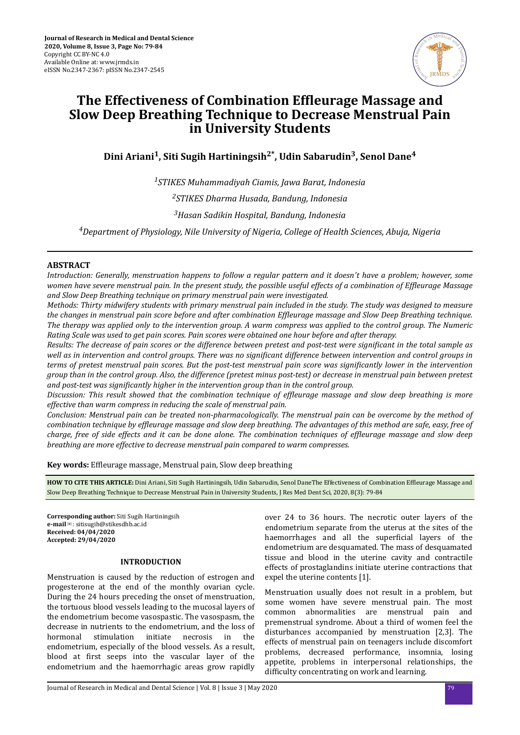Journal of Research in Medical and Dental Science
2020, Volume 8, Issue 3, Page No: 79-84
Copyright CC BY-NC 4.0
Available Online at: www.jrmds.in
eISSN No.2347-2367: pISSN No.2347-2545

# The Effectiveness of Combination Effleurage Massage and Slow Deep Breathing Technique to Decrease Menstrual Pain in University Students

**Dini Ariani[1], Siti Sugih Hartiningsih[2*], Udin Sabarudin[3], Senol Dane[4]**

*[1]STIKES Muhammadiyah Ciamis, Jawa Barat, Indonesia*

*[2]STIKES Dharma Husada, Bandung, Indonesia*

*[3]Hasan Sadikin Hospital, Bandung, Indonesia*

*[4]Department of Physiology, Nile University of Nigeria, College of Health Sciences, Abuja, Nigeria*

## ABSTRACT

*Introduction: Generally, menstruation happens to follow a regular pattern and it doesn't have a problem; however, some women have severe menstrual pain. In the present study, the possible useful effects of a combination of Effleurage Massage and Slow Deep Breathing technique on primary menstrual pain were investigated.*

*Methods: Thirty midwifery students with primary menstrual pain included in the study. The study was designed to measure the changes in menstrual pain score before and after combination Effleurage massage and Slow Deep Breathing technique. The therapy was applied only to the intervention group. A warm compress was applied to the control group. The Numeric Rating Scale was used to get pain scores. Pain scores were obtained one hour before and after therapy.*

*Results: The decrease of pain scores or the difference between pretest and post-test were significant in the total sample as well as in intervention and control groups. There was no significant difference between intervention and control groups in terms of pretest menstrual pain scores. But the post-test menstrual pain score was significantly lower in the intervention group than in the control group. Also, the difference (pretest minus post-test) or decrease in menstrual pain between pretest and post-test was significantly higher in the intervention group than in the control group.*

*Discussion: This result showed that the combination technique of effleurage massage and slow deep breathing is more effective than warm compress in reducing the scale of menstrual pain.*

*Conclusion: Menstrual pain can be treated non-pharmacologically. The menstrual pain can be overcome by the method of combination technique by effleurage massage and slow deep breathing. The advantages of this method are safe, easy, free of charge, free of side effects and it can be done alone. The combination techniques of effleurage massage and slow deep breathing are more effective to decrease menstrual pain compared to warm compresses.*

**Key words:** Effleurage massage, Menstrual pain, Slow deep breathing

**HOW TO CITE THIS ARTICLE:** Dini Ariani, Siti Sugih Hartiningsih, Udin Sabarudin, Senol DaneThe Effectiveness of Combination Effleurage Massage and Slow Deep Breathing Technique to Decrease Menstrual Pain in University Students, J Res Med Dent Sci, 2020, 8(3): 79-84

**Corresponding author:** Siti Sugih Hartiningsih
**e-mail**: sitisugih@stikesdhb.ac.id
**Received: 04/04/2020**
**Accepted: 29/04/2020**

## INTRODUCTION

Menstruation is caused by the reduction of estrogen and progesterone at the end of the monthly ovarian cycle. During the 24 hours preceding the onset of menstruation, the tortuous blood vessels leading to the mucosal layers of the endometrium become vasospastic. The vasospasm, the decrease in nutrients to the endometrium, and the loss of hormonal stimulation initiate necrosis in the endometrium, especially of the blood vessels. As a result, blood at first seeps into the vascular layer of the endometrium and the haemorrhagic areas grow rapidly over 24 to 36 hours. The necrotic outer layers of the endometrium separate from the uterus at the sites of the haemorrhages and all the superficial layers of the endometrium are desquamated. The mass of desquamated tissue and blood in the uterine cavity and contractile effects of prostaglandins initiate uterine contractions that expel the uterine contents [1].

Menstruation usually does not result in a problem, but some women have severe menstrual pain. The most common abnormalities are menstrual pain and premenstrual syndrome. About a third of women feel the disturbances accompanied by menstruation [2,3]. The effects of menstrual pain on teenagers include discomfort problems, decreased performance, insomnia, losing appetite, problems in interpersonal relationships, the difficulty concentrating on work and learning.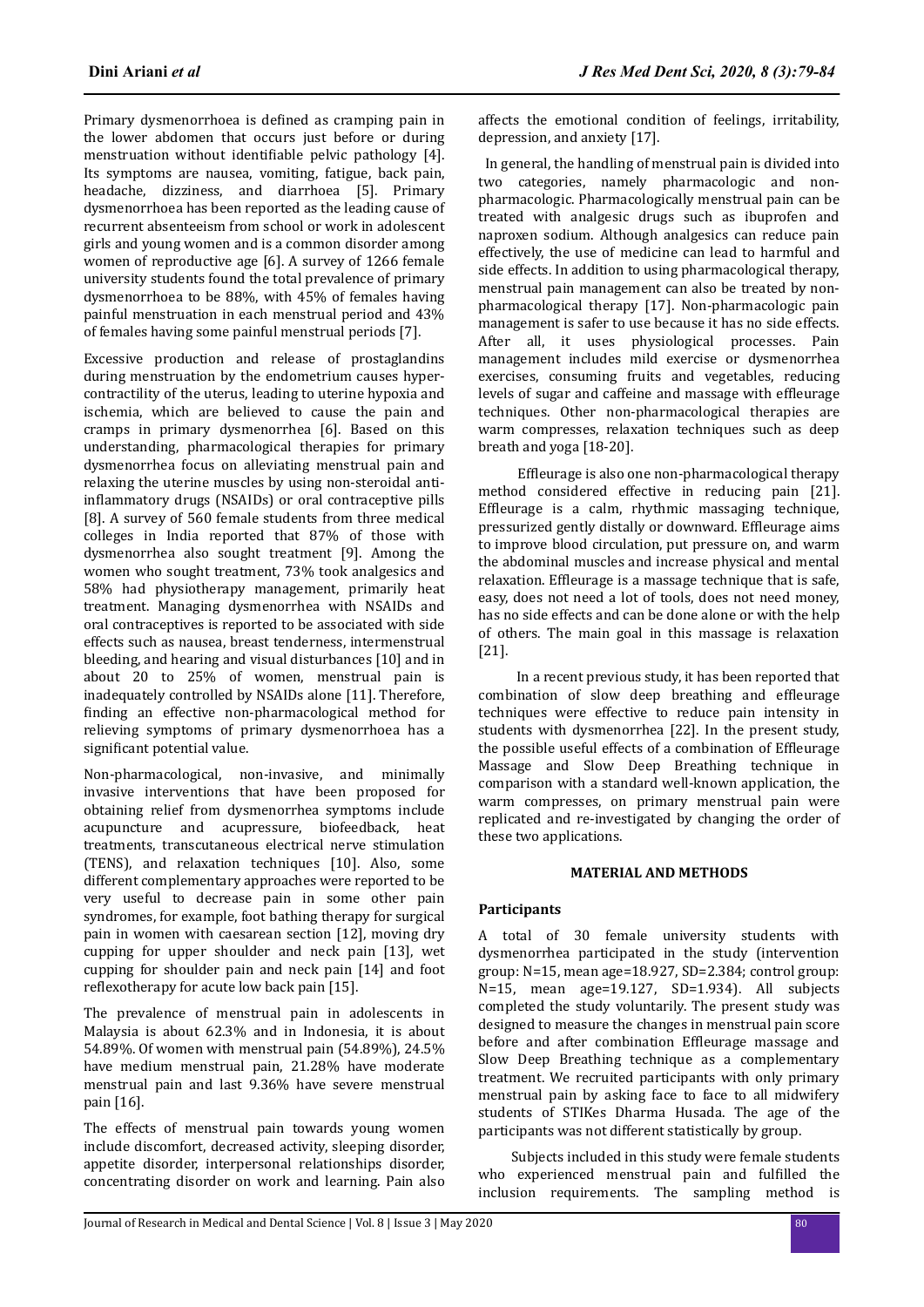Primary dysmenorrhoea is defined as cramping pain in the lower abdomen that occurs just before or during menstruation without identifiable pelvic pathology [4]. Its symptoms are nausea, vomiting, fatigue, back pain, headache, dizziness, and diarrhoea [5]. Primary dysmenorrhoea has been reported as the leading cause of recurrent absenteeism from school or work in adolescent girls and young women and is a common disorder among women of reproductive age [6]. A survey of 1266 female university students found the total prevalence of primary dysmenorrhoea to be 88%, with 45% of females having painful menstruation in each menstrual period and 43% of females having some painful menstrual periods [7].

Excessive production and release of prostaglandins during menstruation by the endometrium causes hyper-contractility of the uterus, leading to uterine hypoxia and ischemia, which are believed to cause the pain and cramps in primary dysmenorrhea [6]. Based on this understanding, pharmacological therapies for primary dysmenorrhea focus on alleviating menstrual pain and relaxing the uterine muscles by using non-steroidal anti-inflammatory drugs (NSAIDs) or oral contraceptive pills [8]. A survey of 560 female students from three medical colleges in India reported that 87% of those with dysmenorrhea also sought treatment [9]. Among the women who sought treatment, 73% took analgesics and 58% had physiotherapy management, primarily heat treatment. Managing dysmenorrhea with NSAIDs and oral contraceptives is reported to be associated with side effects such as nausea, breast tenderness, intermenstrual bleeding, and hearing and visual disturbances [10] and in about 20 to 25% of women, menstrual pain is inadequately controlled by NSAIDs alone [11]. Therefore, finding an effective non-pharmacological method for relieving symptoms of primary dysmenorrhoea has a significant potential value.

Non-pharmacological, non-invasive, and minimally invasive interventions that have been proposed for obtaining relief from dysmenorrhea symptoms include acupuncture and acupressure, biofeedback, heat treatments, transcutaneous electrical nerve stimulation (TENS), and relaxation techniques [10]. Also, some different complementary approaches were reported to be very useful to decrease pain in some other pain syndromes, for example, foot bathing therapy for surgical pain in women with caesarean section [12], moving dry cupping for upper shoulder and neck pain [13], wet cupping for shoulder pain and neck pain [14] and foot reflexotherapy for acute low back pain [15].

The prevalence of menstrual pain in adolescents in Malaysia is about 62.3% and in Indonesia, it is about 54.89%. Of women with menstrual pain (54.89%), 24.5% have medium menstrual pain, 21.28% have moderate menstrual pain and last 9.36% have severe menstrual pain [16].

The effects of menstrual pain towards young women include discomfort, decreased activity, sleeping disorder, appetite disorder, interpersonal relationships disorder, concentrating disorder on work and learning. Pain also affects the emotional condition of feelings, irritability, depression, and anxiety [17].

In general, the handling of menstrual pain is divided into two categories, namely pharmacologic and non-pharmacologic. Pharmacologically menstrual pain can be treated with analgesic drugs such as ibuprofen and naproxen sodium. Although analgesics can reduce pain effectively, the use of medicine can lead to harmful and side effects. In addition to using pharmacological therapy, menstrual pain management can also be treated by non-pharmacological therapy [17]. Non-pharmacologic pain management is safer to use because it has no side effects. After all, it uses physiological processes. Pain management includes mild exercise or dysmenorrhea exercises, consuming fruits and vegetables, reducing levels of sugar and caffeine and massage with effleurage techniques. Other non-pharmacological therapies are warm compresses, relaxation techniques such as deep breath and yoga [18-20].

Effleurage is also one non-pharmacological therapy method considered effective in reducing pain [21]. Effleurage is a calm, rhythmic massaging technique, pressurized gently distally or downward. Effleurage aims to improve blood circulation, put pressure on, and warm the abdominal muscles and increase physical and mental relaxation. Effleurage is a massage technique that is safe, easy, does not need a lot of tools, does not need money, has no side effects and can be done alone or with the help of others. The main goal in this massage is relaxation [21].

In a recent previous study, it has been reported that combination of slow deep breathing and effleurage techniques were effective to reduce pain intensity in students with dysmenorrhea [22]. In the present study, the possible useful effects of a combination of Effleurage Massage and Slow Deep Breathing technique in comparison with a standard well-known application, the warm compresses, on primary menstrual pain were replicated and re-investigated by changing the order of these two applications.

## MATERIAL AND METHODS

### Participants

A total of 30 female university students with dysmenorrhea participated in the study (intervention group: N=15, mean age=18.927, SD=2.384; control group: N=15, mean age=19.127, SD=1.934). All subjects completed the study voluntarily. The present study was designed to measure the changes in menstrual pain score before and after combination Effleurage massage and Slow Deep Breathing technique as a complementary treatment. We recruited participants with only primary menstrual pain by asking face to face to all midwifery students of STIKes Dharma Husada. The age of the participants was not different statistically by group.

Subjects included in this study were female students who experienced menstrual pain and fulfilled the inclusion requirements. The sampling method is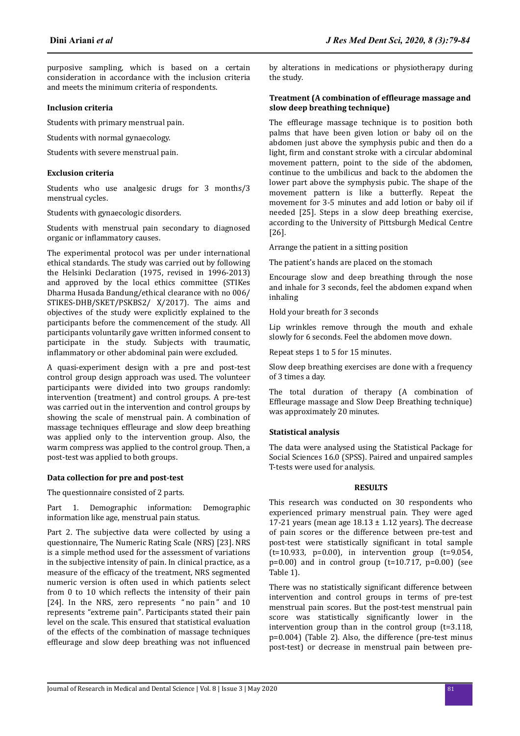purposive sampling, which is based on a certain consideration in accordance with the inclusion criteria and meets the minimum criteria of respondents.

### Inclusion criteria

Students with primary menstrual pain.

Students with normal gynaecology.

Students with severe menstrual pain.

### Exclusion criteria

Students who use analgesic drugs for 3 months/3 menstrual cycles.

Students with gynaecologic disorders.

Students with menstrual pain secondary to diagnosed organic or inflammatory causes.

The experimental protocol was per under international ethical standards. The study was carried out by following the Helsinki Declaration (1975, revised in 1996-2013) and approved by the local ethics committee (STIKes Dharma Husada Bandung/ethical clearance with no 006/ STIKES-DHB/SKET/PSKBS2/ X/2017). The aims and objectives of the study were explicitly explained to the participants before the commencement of the study. All participants voluntarily gave written informed consent to participate in the study. Subjects with traumatic, inflammatory or other abdominal pain were excluded.

A quasi-experiment design with a pre and post-test control group design approach was used. The volunteer participants were divided into two groups randomly: intervention (treatment) and control groups. A pre-test was carried out in the intervention and control groups by showing the scale of menstrual pain. A combination of massage techniques effleurage and slow deep breathing was applied only to the intervention group. Also, the warm compress was applied to the control group. Then, a post-test was applied to both groups.

### Data collection for pre and post-test

The questionnaire consisted of 2 parts.

Part 1. Demographic information: Demographic information like age, menstrual pain status.

Part 2. The subjective data were collected by using a questionnaire, The Numeric Rating Scale (NRS) [23]. NRS is a simple method used for the assessment of variations in the subjective intensity of pain. In clinical practice, as a measure of the efficacy of the treatment, NRS segmented numeric version is often used in which patients select from 0 to 10 which reflects the intensity of their pain [24]. In the NRS, zero represents "no pain" and 10 represents "extreme pain". Participants stated their pain level on the scale. This ensured that statistical evaluation of the effects of the combination of massage techniques effleurage and slow deep breathing was not influenced by alterations in medications or physiotherapy during the study.

### Treatment (A combination of effleurage massage and slow deep breathing technique)

The effleurage massage technique is to position both palms that have been given lotion or baby oil on the abdomen just above the symphysis pubic and then do a light, firm and constant stroke with a circular abdominal movement pattern, point to the side of the abdomen, continue to the umbilicus and back to the abdomen the lower part above the symphysis pubic. The shape of the movement pattern is like a butterfly. Repeat the movement for 3-5 minutes and add lotion or baby oil if needed [25]. Steps in a slow deep breathing exercise, according to the University of Pittsburgh Medical Centre [26].

Arrange the patient in a sitting position

The patient's hands are placed on the stomach

Encourage slow and deep breathing through the nose and inhale for 3 seconds, feel the abdomen expand when inhaling

Hold your breath for 3 seconds

Lip wrinkles remove through the mouth and exhale slowly for 6 seconds. Feel the abdomen move down.

Repeat steps 1 to 5 for 15 minutes.

Slow deep breathing exercises are done with a frequency of 3 times a day.

The total duration of therapy (A combination of Effleurage massage and Slow Deep Breathing technique) was approximately 20 minutes.

### Statistical analysis

The data were analysed using the Statistical Package for Social Sciences 16.0 (SPSS). Paired and unpaired samples T-tests were used for analysis.

## RESULTS

This research was conducted on 30 respondents who experienced primary menstrual pain. They were aged 17-21 years (mean age 18.13 ± 1.12 years). The decrease of pain scores or the difference between pre-test and post-test were statistically significant in total sample ($t=10.933$, $p=0.00$), in intervention group ($t=9.054$, $p=0.00$) and in control group ($t=10.717$, $p=0.00$) (see Table 1).

There was no statistically significant difference between intervention and control groups in terms of pre-test menstrual pain scores. But the post-test menstrual pain score was statistically significantly lower in the intervention group than in the control group ($t=3.118$, $p=0.004$) (Table 2). Also, the difference (pre-test minus post-test) or decrease in menstrual pain between pre-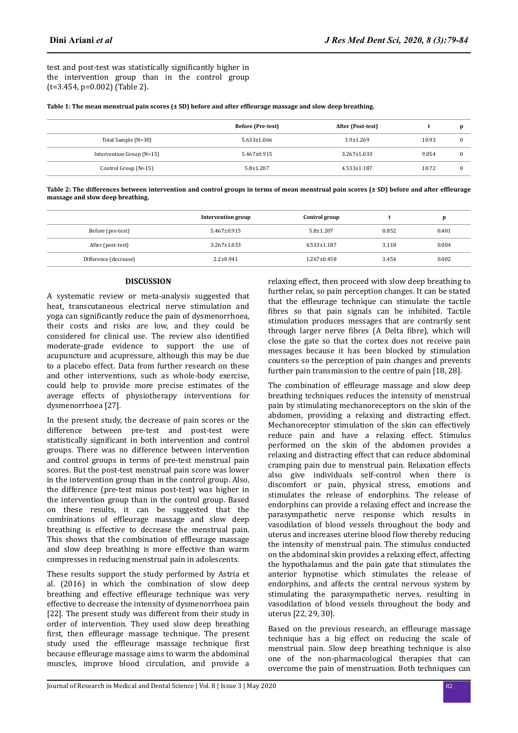test and post-test was statistically significantly higher in the intervention group than in the control group ($t=3.454$, $p=0.002$) (Table 2).

**Table 1: The mean menstrual pain scores (± SD) before and after effleurage massage and slow deep breathing.**

| | Before (Pre-test) | After (Post-test) | t | p |
|---|---|---|---|---|
| Total Sample (N=30) | 5.633±1.066 | 3.9±1.269 | 10.93 | 0 |
| Intervention Group (N=15) | 5.467±0.915 | 3.267±1.033 | 9.054 | 0 |
| Control Group (N=15) | 5.8±1.207 | 4.533±1.187 | 10.72 | 0 |

**Table 2: The differences between intervention and control groups in terms of mean menstrual pain scores (± SD) before and after effleurage massage and slow deep breathing.**

| | Intervention group | Control group | t | p |
|---|---|---|---|---|
| Before (pre-test) | 5.467±0.915 | 5.8±1.207 | 0.852 | 0.401 |
| After (post-test) | 3.267±1.033 | 4.533±1.187 | 3.118 | 0.004 |
| Difference (decrease) | 2.2±0.941 | 1.267±0.458 | 3.454 | 0.002 |

## DISCUSSION

A systematic review or meta-analysis suggested that heat, transcutaneous electrical nerve stimulation and yoga can significantly reduce the pain of dysmenorrhoea, their costs and risks are low, and they could be considered for clinical use. The review also identified moderate-grade evidence to support the use of acupuncture and acupressure, although this may be due to a placebo effect. Data from further research on these and other interventions, such as whole-body exercise, could help to provide more precise estimates of the average effects of physiotherapy interventions for dysmenorrhoea [27].

In the present study, the decrease of pain scores or the difference between pre-test and post-test were statistically significant in both intervention and control groups. There was no difference between intervention and control groups in terms of pre-test menstrual pain scores. But the post-test menstrual pain score was lower in the intervention group than in the control group. Also, the difference (pre-test minus post-test) was higher in the intervention group than in the control group. Based on these results, it can be suggested that the combinations of effleurage massage and slow deep breathing is effective to decrease the menstrual pain. This shows that the combination of effleurage massage and slow deep breathing is more effective than warm compresses in reducing menstrual pain in adolescents.

These results support the study performed by Astria et al. (2016) in which the combination of slow deep breathing and effective effleurage technique was very effective to decrease the intensity of dysmenorrhoea pain [22]. The present study was different from their study in order of intervention. They used slow deep breathing first, then effleurage massage technique. The present study used the effleurage massage technique first because effleurage massage aims to warm the abdominal muscles, improve blood circulation, and provide a relaxing effect, then proceed with slow deep breathing to further relax, so pain perception changes. It can be stated that the effleurage technique can stimulate the tactile fibres so that pain signals can be inhibited. Tactile stimulation produces messages that are contrarily sent through larger nerve fibres (A Delta fibre), which will close the gate so that the cortex does not receive pain messages because it has been blocked by stimulation counters so the perception of pain changes and prevents further pain transmission to the centre of pain [18, 28].

The combination of effleurage massage and slow deep breathing techniques reduces the intensity of menstrual pain by stimulating mechanoreceptors on the skin of the abdomen, providing a relaxing and distracting effect. Mechanoreceptor stimulation of the skin can effectively reduce pain and have a relaxing effect. Stimulus performed on the skin of the abdomen provides a relaxing and distracting effect that can reduce abdominal cramping pain due to menstrual pain. Relaxation effects also give individuals self-control when there is discomfort or pain, physical stress, emotions and stimulates the release of endorphins. The release of endorphins can provide a relaxing effect and increase the parasympathetic nerve response which results in vasodilation of blood vessels throughout the body and uterus and increases uterine blood flow thereby reducing the intensity of menstrual pain. The stimulus conducted on the abdominal skin provides a relaxing effect, affecting the hypothalamus and the pain gate that stimulates the anterior hypnotise which stimulates the release of endorphins, and affects the central nervous system by stimulating the parasympathetic nerves, resulting in vasodilation of blood vessels throughout the body and uterus [22, 29, 30].

Based on the previous research, an effleurage massage technique has a big effect on reducing the scale of menstrual pain. Slow deep breathing technique is also one of the non-pharmacological therapies that can overcome the pain of menstruation. Both techniques can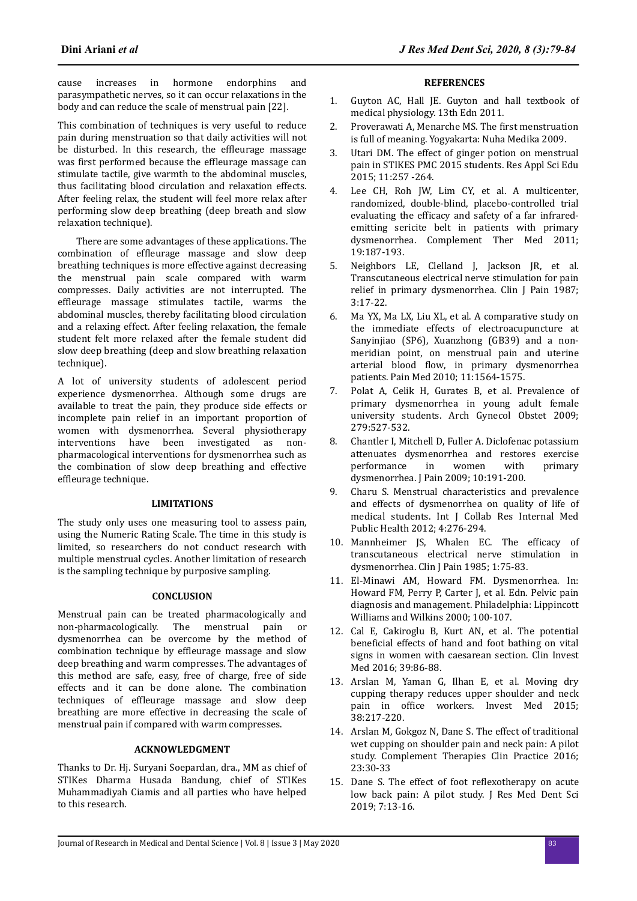cause increases in hormone endorphins and parasympathetic nerves, so it can occur relaxations in the body and can reduce the scale of menstrual pain [22].

This combination of techniques is very useful to reduce pain during menstruation so that daily activities will not be disturbed. In this research, the effleurage massage was first performed because the effleurage massage can stimulate tactile, give warmth to the abdominal muscles, thus facilitating blood circulation and relaxation effects. After feeling relax, the student will feel more relax after performing slow deep breathing (deep breath and slow relaxation technique).

There are some advantages of these applications. The combination of effleurage massage and slow deep breathing techniques is more effective against decreasing the menstrual pain scale compared with warm compresses. Daily activities are not interrupted. The effleurage massage stimulates tactile, warms the abdominal muscles, thereby facilitating blood circulation and a relaxing effect. After feeling relaxation, the female student felt more relaxed after the female student did slow deep breathing (deep and slow breathing relaxation technique).

A lot of university students of adolescent period experience dysmenorrhea. Although some drugs are available to treat the pain, they produce side effects or incomplete pain relief in an important proportion of women with dysmenorrhea. Several physiotherapy interventions have been investigated as non-pharmacological interventions for dysmenorrhea such as the combination of slow deep breathing and effective effleurage technique.

## LIMITATIONS

The study only uses one measuring tool to assess pain, using the Numeric Rating Scale. The time in this study is limited, so researchers do not conduct research with multiple menstrual cycles. Another limitation of research is the sampling technique by purposive sampling.

## CONCLUSION

Menstrual pain can be treated pharmacologically and non-pharmacologically. The menstrual pain or dysmenorrhea can be overcome by the method of combination technique by effleurage massage and slow deep breathing and warm compresses. The advantages of this method are safe, easy, free of charge, free of side effects and it can be done alone. The combination techniques of effleurage massage and slow deep breathing are more effective in decreasing the scale of menstrual pain if compared with warm compresses.

## ACKNOWLEDGMENT

Thanks to Dr. Hj. Suryani Soepardan, dra., MM as chief of STIKes Dharma Husada Bandung, chief of STIKes Muhammadiyah Ciamis and all parties who have helped to this research.

## REFERENCES

1. Guyton AC, Hall JE. Guyton and hall textbook of medical physiology. 13th Edn 2011.
2. Proverawati A, Menarche MS. The first menstruation is full of meaning. Yogyakarta: Nuha Medika 2009.
3. Utari DM. The effect of ginger potion on menstrual pain in STIKES PMC 2015 students. Res Appl Sci Edu 2015; 11:257 -264.
4. Lee CH, Roh JW, Lim CY, et al. A multicenter, randomized, double-blind, placebo-controlled trial evaluating the efficacy and safety of a far infrared-emitting sericite belt in patients with primary dysmenorrhea. Complement Ther Med 2011; 19:187-193.
5. Neighbors LE, Clelland J, Jackson JR, et al. Transcutaneous electrical nerve stimulation for pain relief in primary dysmenorrhea. Clin J Pain 1987; 3:17-22.
6. Ma YX, Ma LX, Liu XL, et al. A comparative study on the immediate effects of electroacupuncture at Sanyinjiao (SP6), Xuanzhong (GB39) and a non-meridian point, on menstrual pain and uterine arterial blood flow, in primary dysmenorrhea patients. Pain Med 2010; 11:1564-1575.
7. Polat A, Celik H, Gurates B, et al. Prevalence of primary dysmenorrhea in young adult female university students. Arch Gynecol Obstet 2009; 279:527-532.
8. Chantler I, Mitchell D, Fuller A. Diclofenac potassium attenuates dysmenorrhea and restores exercise performance in women with primary dysmenorrhea. J Pain 2009; 10:191-200.
9. Charu S. Menstrual characteristics and prevalence and effects of dysmenorrhea on quality of life of medical students. Int J Collab Res Internal Med Public Health 2012; 4:276-294.
10. Mannheimer JS, Whalen EC. The efficacy of transcutaneous electrical nerve stimulation in dysmenorrhea. Clin J Pain 1985; 1:75-83.
11. El-Minawi AM, Howard FM. Dysmenorrhea. In: Howard FM, Perry P, Carter J, et al. Edn. Pelvic pain diagnosis and management. Philadelphia: Lippincott Williams and Wilkins 2000; 100-107.
12. Cal E, Cakiroglu B, Kurt AN, et al. The potential beneficial effects of hand and foot bathing on vital signs in women with caesarean section. Clin Invest Med 2016; 39:86-88.
13. Arslan M, Yaman G, Ilhan E, et al. Moving dry cupping therapy reduces upper shoulder and neck pain in office workers. Invest Med 2015; 38:217-220.
14. Arslan M, Gokgoz N, Dane S. The effect of traditional wet cupping on shoulder pain and neck pain: A pilot study. Complement Therapies Clin Practice 2016; 23:30-33
15. Dane S. The effect of foot reflexotherapy on acute low back pain: A pilot study. J Res Med Dent Sci 2019; 7:13-16.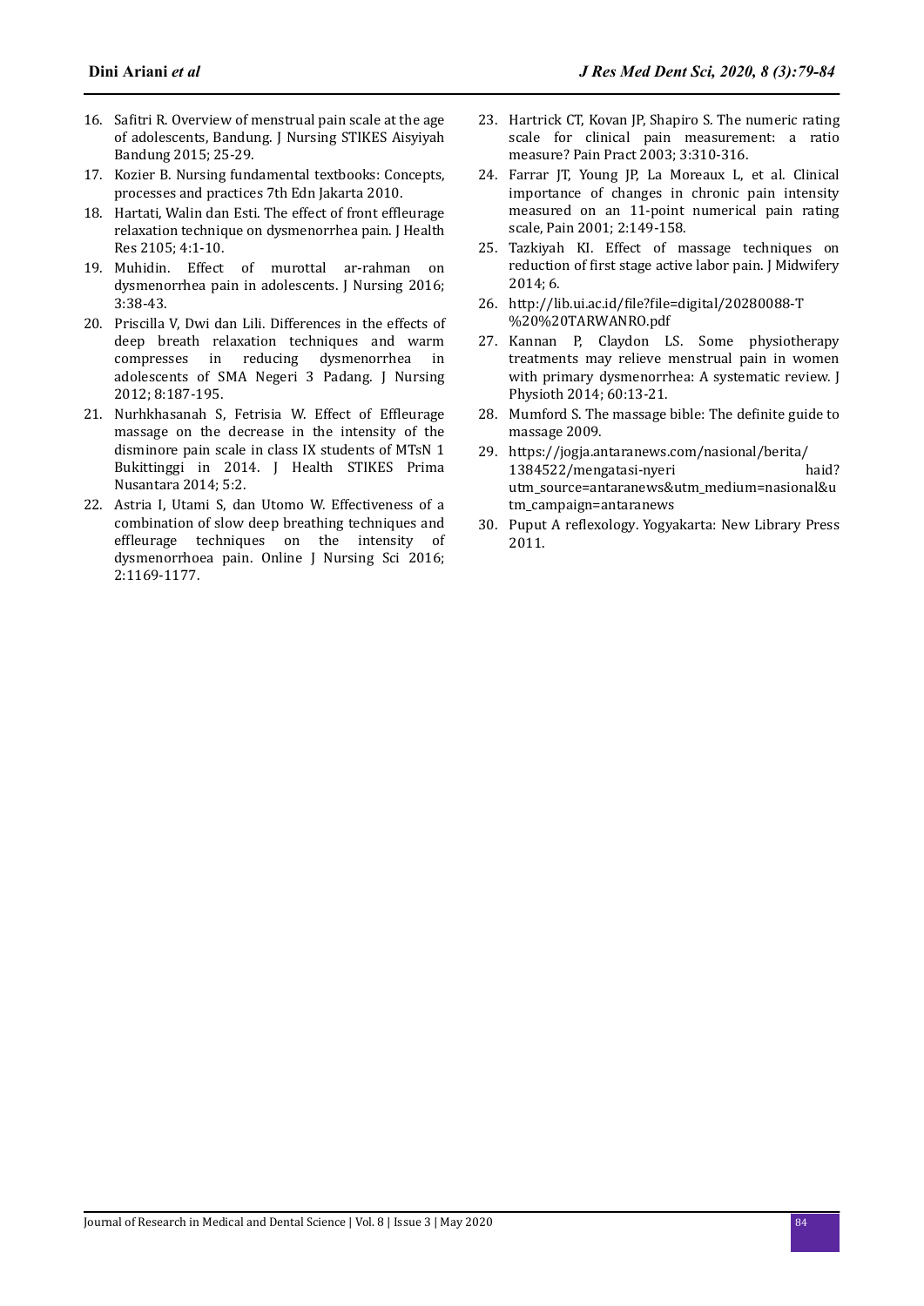16. Safitri R. Overview of menstrual pain scale at the age of adolescents, Bandung. J Nursing STIKES Aisyiyah Bandung 2015; 25-29.
17. Kozier B. Nursing fundamental textbooks: Concepts, processes and practices 7th Edn Jakarta 2010.
18. Hartati, Walin dan Esti. The effect of front effleurage relaxation technique on dysmenorrhea pain. J Health Res 2105; 4:1-10.
19. Muhidin. Effect of murottal ar-rahman on dysmenorrhea pain in adolescents. J Nursing 2016; 3:38-43.
20. Priscilla V, Dwi dan Lili. Differences in the effects of deep breath relaxation techniques and warm compresses in reducing dysmenorrhea in adolescents of SMA Negeri 3 Padang. J Nursing 2012; 8:187-195.
21. Nurhkhasanah S, Fetrisia W. Effect of Effleurage massage on the decrease in the intensity of the disminore pain scale in class IX students of MTsN 1 Bukittinggi in 2014. J Health STIKES Prima Nusantara 2014; 5:2.
22. Astria I, Utami S, dan Utomo W. Effectiveness of a combination of slow deep breathing techniques and effleurage techniques on the intensity of dysmenorrhoea pain. Online J Nursing Sci 2016; 2:1169-1177.
23. Hartrick CT, Kovan JP, Shapiro S. The numeric rating scale for clinical pain measurement: a ratio measure? Pain Pract 2003; 3:310-316.
24. Farrar JT, Young JP, La Moreaux L, et al. Clinical importance of changes in chronic pain intensity measured on an 11-point numerical pain rating scale, Pain 2001; 2:149-158.
25. Tazkiyah KI. Effect of massage techniques on reduction of first stage active labor pain. J Midwifery 2014; 6.
26. http://lib.ui.ac.id/file?file=digital/20280088-T%20%20TARWANRO.pdf
27. Kannan P, Claydon LS. Some physiotherapy treatments may relieve menstrual pain in women with primary dysmenorrhea: A systematic review. J Physioth 2014; 60:13-21.
28. Mumford S. The massage bible: The definite guide to massage 2009.
29. https://jogja.antaranews.com/nasional/berita/1384522/mengatasi-nyeri haid?utm_source=antaranews&utm_medium=nasional&utm_campaign=antaranews
30. Puput A reflexology. Yogyakarta: New Library Press 2011.